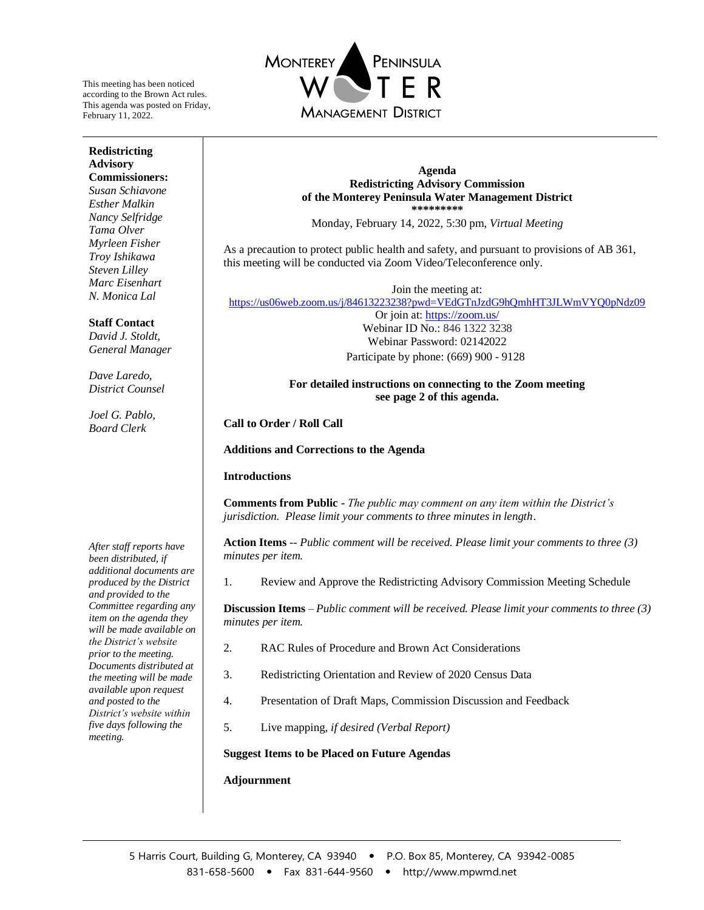This meeting has been noticed according to the Brown Act rules. This agenda was posted on Friday, February 11, 2022.

**MONTEREY PENINSULA WATER MANAGEMENT DISTRICT**

**Redistricting Advisory Commissioners:**
*Susan Schiavone*
*Esther Malkin*
*Nancy Selfridge*
*Tama Olver*
*Myrleen Fisher*
*Troy Ishikawa*
*Steven Lilley*
*Marc Eisenhart*
*N. Monica Lal*

**Staff Contact**
*David J. Stoldt, General Manager*

*Dave Laredo, District Counsel*

*Joel G. Pablo, Board Clerk*

*After staff reports have been distributed, if additional documents are produced by the District and provided to the Committee regarding any item on the agenda they will be made available on the District's website prior to the meeting. Documents distributed at the meeting will be made available upon request and posted to the District's website within five days following the meeting.*

# Agenda
## Redistricting Advisory Commission of the Monterey Peninsula Water Management District

*********

Monday, February 14, 2022, 5:30 pm, *Virtual Meeting*

As a precaution to protect public health and safety, and pursuant to provisions of AB 361, this meeting will be conducted via Zoom Video/Teleconference only.

Join the meeting at:
https://us06web.zoom.us/j/84613223238?pwd=VEdGTnJzdG9hQmhHT3JLWmVYQ0pNdz09
Or join at: https://zoom.us/
Webinar ID No.: 846 1322 3238
Webinar Password: 02142022
Participate by phone: (669) 900 - 9128

**For detailed instructions on connecting to the Zoom meeting see page 2 of this agenda.**

**Call to Order / Roll Call**

**Additions and Corrections to the Agenda**

**Introductions**

**Comments from Public -** *The public may comment on any item within the District's jurisdiction. Please limit your comments to three minutes in length.*

**Action Items** -- *Public comment will be received. Please limit your comments to three (3) minutes per item.*

1. Review and Approve the Redistricting Advisory Commission Meeting Schedule

**Discussion Items** – *Public comment will be received. Please limit your comments to three (3) minutes per item.*

2. RAC Rules of Procedure and Brown Act Considerations
3. Redistricting Orientation and Review of 2020 Census Data
4. Presentation of Draft Maps, Commission Discussion and Feedback
5. Live mapping, *if desired (Verbal Report)*

**Suggest Items to be Placed on Future Agendas**

**Adjournment**

5 Harris Court, Building G, Monterey, CA 93940 • P.O. Box 85, Monterey, CA 93942-0085
831-658-5600 • Fax 831-644-9560 • http://www.mpwmd.net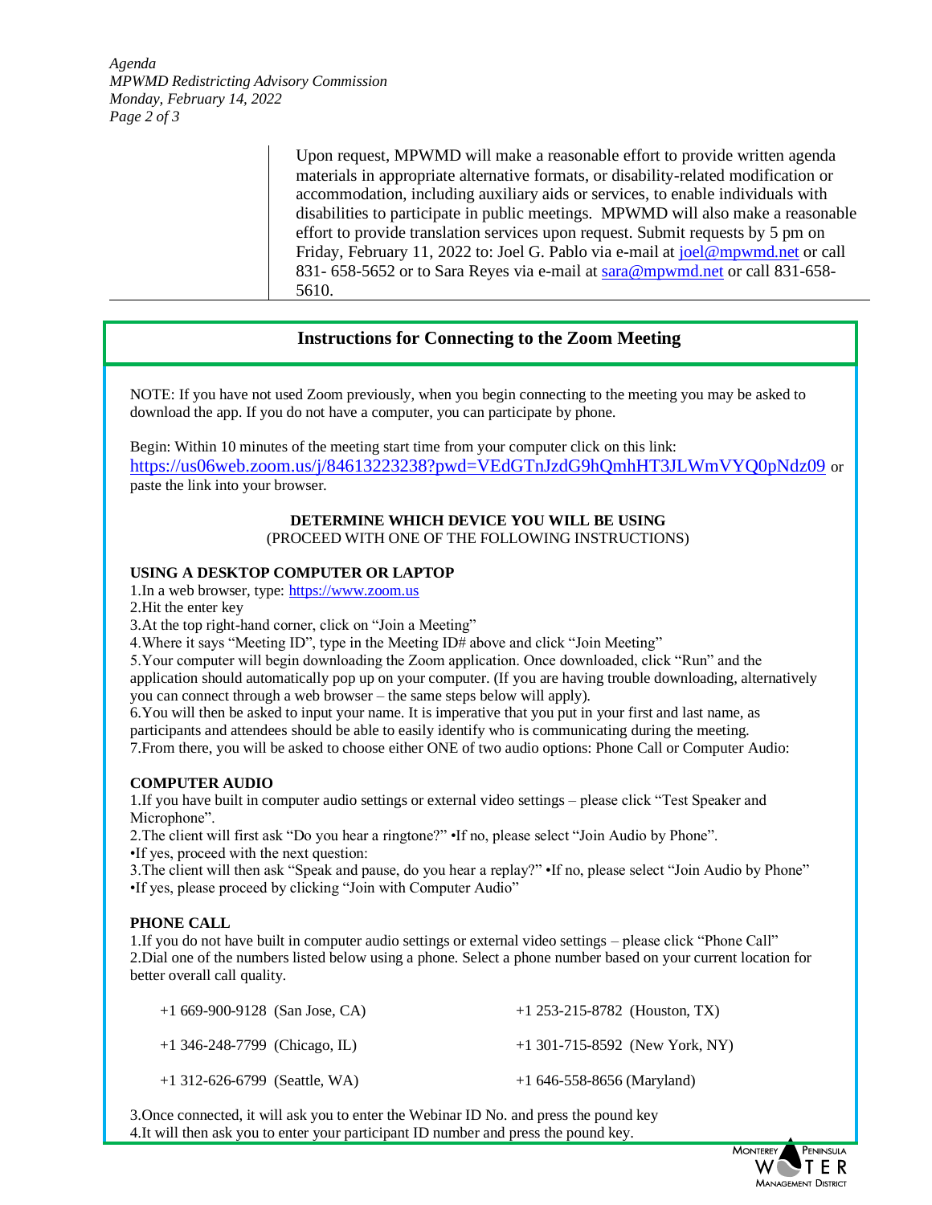Upon request, MPWMD will make a reasonable effort to provide written agenda materials in appropriate alternative formats, or disability-related modification or accommodation, including auxiliary aids or services, to enable individuals with disabilities to participate in public meetings. MPWMD will also make a reasonable effort to provide translation services upon request. Submit requests by 5 pm on Friday, February 11, 2022 to: Joel G. Pablo via e-mail at joel@mpwmd.net or call 831- 658-5652 or to Sara Reyes via e-mail at sara@mpwmd.net or call 831-658-5610.

## Instructions for Connecting to the Zoom Meeting

NOTE: If you have not used Zoom previously, when you begin connecting to the meeting you may be asked to download the app. If you do not have a computer, you can participate by phone.

Begin: Within 10 minutes of the meeting start time from your computer click on this link: https://us06web.zoom.us/j/84613223238?pwd=VEdGTnJzdG9hQmhHT3JLWmVYQ0pNdz09 or paste the link into your browser.

**DETERMINE WHICH DEVICE YOU WILL BE USING**
(PROCEED WITH ONE OF THE FOLLOWING INSTRUCTIONS)

**USING A DESKTOP COMPUTER OR LAPTOP**

1. In a web browser, type: https://www.zoom.us
2. Hit the enter key
3. At the top right-hand corner, click on "Join a Meeting"
4. Where it says "Meeting ID", type in the Meeting ID# above and click "Join Meeting"
5. Your computer will begin downloading the Zoom application. Once downloaded, click "Run" and the application should automatically pop up on your computer. (If you are having trouble downloading, alternatively you can connect through a web browser – the same steps below will apply).
6. You will then be asked to input your name. It is imperative that you put in your first and last name, as participants and attendees should be able to easily identify who is communicating during the meeting.
7. From there, you will be asked to choose either ONE of two audio options: Phone Call or Computer Audio:

**COMPUTER AUDIO**

1. If you have built in computer audio settings or external video settings – please click "Test Speaker and Microphone".
2. The client will first ask "Do you hear a ringtone?" •If no, please select "Join Audio by Phone". •If yes, proceed with the next question:
3. The client will then ask "Speak and pause, do you hear a replay?" •If no, please select "Join Audio by Phone" •If yes, please proceed by clicking "Join with Computer Audio"

**PHONE CALL**

1. If you do not have built in computer audio settings or external video settings – please click "Phone Call"
2. Dial one of the numbers listed below using a phone. Select a phone number based on your current location for better overall call quality.

| | |
|---|---|
| +1 669-900-9128 (San Jose, CA) | +1 253-215-8782 (Houston, TX) |
| +1 346-248-7799 (Chicago, IL) | +1 301-715-8592 (New York, NY) |
| +1 312-626-6799 (Seattle, WA) | +1 646-558-8656 (Maryland) |

3. Once connected, it will ask you to enter the Webinar ID No. and press the pound key
4. It will then ask you to enter your participant ID number and press the pound key.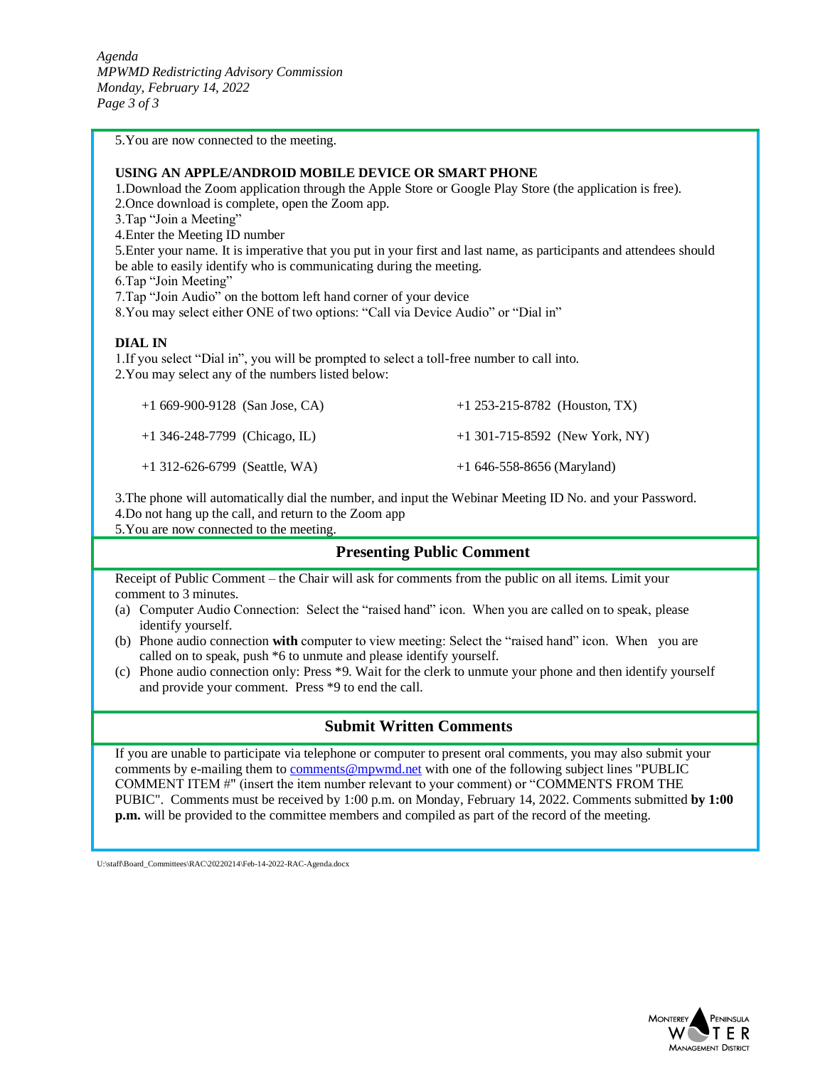5.You are now connected to the meeting.

**USING AN APPLE/ANDROID MOBILE DEVICE OR SMART PHONE**

1.Download the Zoom application through the Apple Store or Google Play Store (the application is free).
2.Once download is complete, open the Zoom app.
3.Tap "Join a Meeting"
4.Enter the Meeting ID number
5.Enter your name. It is imperative that you put in your first and last name, as participants and attendees should be able to easily identify who is communicating during the meeting.
6.Tap "Join Meeting"
7.Tap "Join Audio" on the bottom left hand corner of your device
8.You may select either ONE of two options: "Call via Device Audio" or "Dial in"

**DIAL IN**

1.If you select "Dial in", you will be prompted to select a toll-free number to call into.
2.You may select any of the numbers listed below:

| | |
|---|---|
| +1 669-900-9128 (San Jose, CA) | +1 253-215-8782 (Houston, TX) |
| +1 346-248-7799 (Chicago, IL) | +1 301-715-8592 (New York, NY) |
| +1 312-626-6799 (Seattle, WA) | +1 646-558-8656 (Maryland) |

3.The phone will automatically dial the number, and input the Webinar Meeting ID No. and your Password.
4.Do not hang up the call, and return to the Zoom app
5.You are now connected to the meeting.

## Presenting Public Comment

Receipt of Public Comment – the Chair will ask for comments from the public on all items. Limit your comment to 3 minutes.

(a) Computer Audio Connection: Select the "raised hand" icon. When you are called on to speak, please identify yourself.
(b) Phone audio connection **with** computer to view meeting: Select the "raised hand" icon. When you are called on to speak, push *6 to unmute and please identify yourself.
(c) Phone audio connection only: Press *9. Wait for the clerk to unmute your phone and then identify yourself and provide your comment. Press *9 to end the call.

## Submit Written Comments

If you are unable to participate via telephone or computer to present oral comments, you may also submit your comments by e-mailing them to comments@mpwmd.net with one of the following subject lines "PUBLIC COMMENT ITEM #" (insert the item number relevant to your comment) or "COMMENTS FROM THE PUBIC". Comments must be received by 1:00 p.m. on Monday, February 14, 2022. Comments submitted **by 1:00 p.m.** will be provided to the committee members and compiled as part of the record of the meeting.

U:\staff\Board_Committees\RAC\20220214\Feb-14-2022-RAC-Agenda.docx

MONTEREY PENINSULA WATER MANAGEMENT DISTRICT